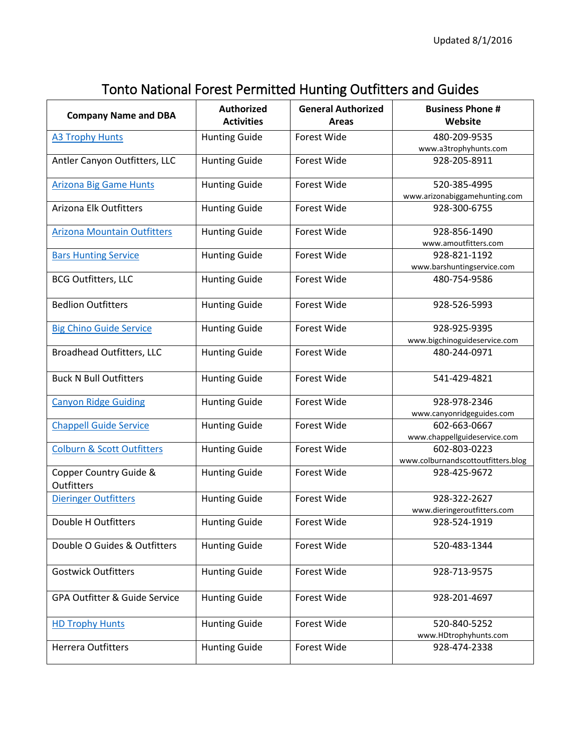Updated 8/1/2016

# Tonto National Forest Permitted Hunting Outfitters and Guides

| Company Name and DBA | Authorized Activities | General Authorized Areas | Business Phone # Website |
|---|---|---|---|
| A3 Trophy Hunts | Hunting Guide | Forest Wide | 480-209-9535 www.a3trophyhunts.com |
| Antler Canyon Outfitters, LLC | Hunting Guide | Forest Wide | 928-205-8911 |
| Arizona Big Game Hunts | Hunting Guide | Forest Wide | 520-385-4995 www.arizonabiggamehunting.com |
| Arizona Elk Outfitters | Hunting Guide | Forest Wide | 928-300-6755 |
| Arizona Mountain Outfitters | Hunting Guide | Forest Wide | 928-856-1490 www.amoutfitters.com |
| Bars Hunting Service | Hunting Guide | Forest Wide | 928-821-1192 www.barshuntingservice.com |
| BCG Outfitters, LLC | Hunting Guide | Forest Wide | 480-754-9586 |
| Bedlion Outfitters | Hunting Guide | Forest Wide | 928-526-5993 |
| Big Chino Guide Service | Hunting Guide | Forest Wide | 928-925-9395 www.bigchinoguideservice.com |
| Broadhead Outfitters, LLC | Hunting Guide | Forest Wide | 480-244-0971 |
| Buck N Bull Outfitters | Hunting Guide | Forest Wide | 541-429-4821 |
| Canyon Ridge Guiding | Hunting Guide | Forest Wide | 928-978-2346 www.canyonridgeguides.com |
| Chappell Guide Service | Hunting Guide | Forest Wide | 602-663-0667 www.chappellguideservice.com |
| Colburn & Scott Outfitters | Hunting Guide | Forest Wide | 602-803-0223 www.colburnandscottoutfitters.blog |
| Copper Country Guide & Outfitters | Hunting Guide | Forest Wide | 928-425-9672 |
| Dieringer Outfitters | Hunting Guide | Forest Wide | 928-322-2627 www.dieringeroutfitters.com |
| Double H Outfitters | Hunting Guide | Forest Wide | 928-524-1919 |
| Double O Guides & Outfitters | Hunting Guide | Forest Wide | 520-483-1344 |
| Gostwick Outfitters | Hunting Guide | Forest Wide | 928-713-9575 |
| GPA Outfitter & Guide Service | Hunting Guide | Forest Wide | 928-201-4697 |
| HD Trophy Hunts | Hunting Guide | Forest Wide | 520-840-5252 www.HDtrophyhunts.com |
| Herrera Outfitters | Hunting Guide | Forest Wide | 928-474-2338 |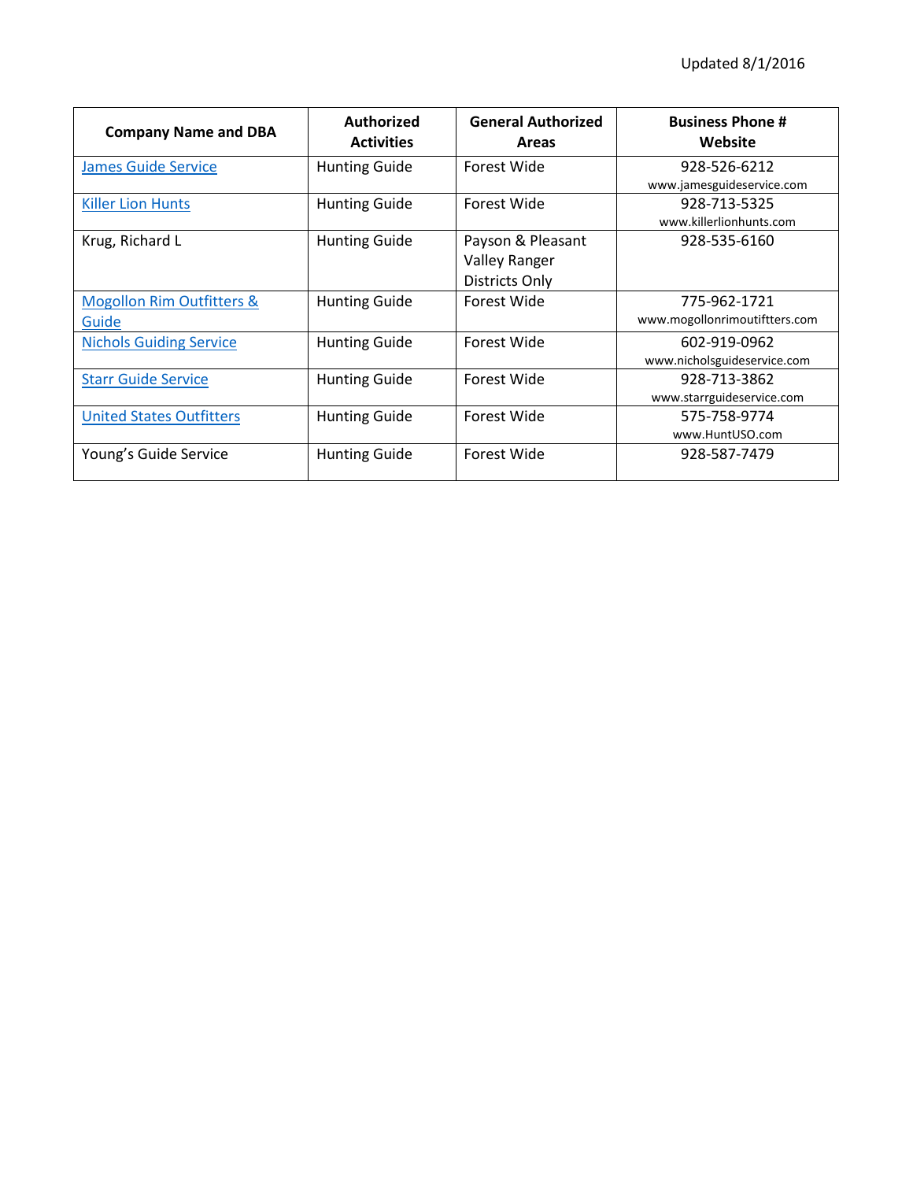Updated 8/1/2016

| Company Name and DBA | Authorized Activities | General Authorized Areas | Business Phone # Website |
|---|---|---|---|
| James Guide Service | Hunting Guide | Forest Wide | 928-526-6212 www.jamesguideservice.com |
| Killer Lion Hunts | Hunting Guide | Forest Wide | 928-713-5325 www.killerlionhunts.com |
| Krug, Richard L | Hunting Guide | Payson & Pleasant Valley Ranger Districts Only | 928-535-6160 |
| Mogollon Rim Outfitters & Guide | Hunting Guide | Forest Wide | 775-962-1721 www.mogollonrimoutiftters.com |
| Nichols Guiding Service | Hunting Guide | Forest Wide | 602-919-0962 www.nicholsguideservice.com |
| Starr Guide Service | Hunting Guide | Forest Wide | 928-713-3862 www.starrguideservice.com |
| United States Outfitters | Hunting Guide | Forest Wide | 575-758-9774 www.HuntUSO.com |
| Young's Guide Service | Hunting Guide | Forest Wide | 928-587-7479 |